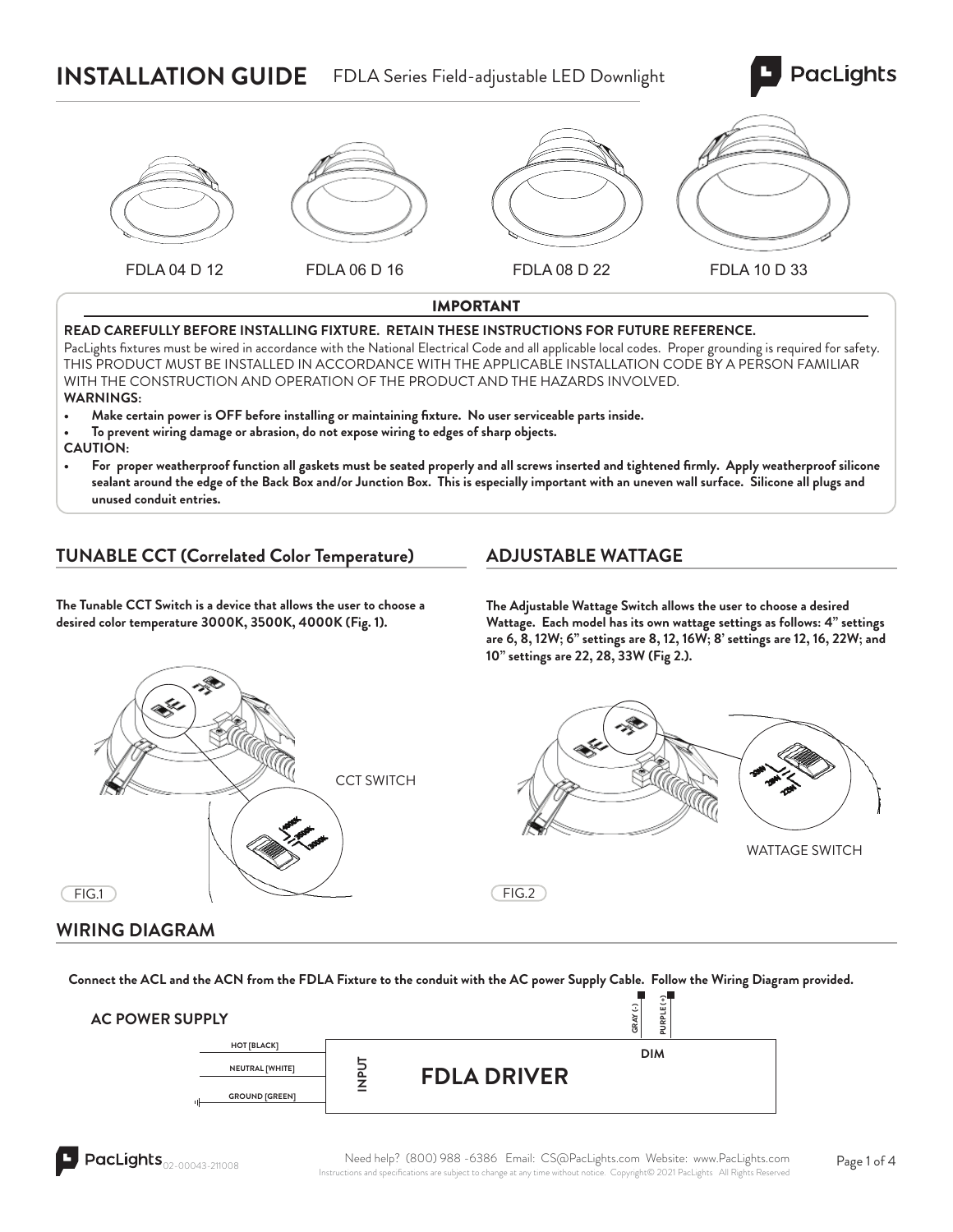# INSTALLATION GUIDE

FDLA Series Field-adjustable LED Downlight

FDLA 04 D 12 FDLA 06 D 16 FDLA 08 D 22 FDLA 10 D 33

## IMPORTANT

**READ CAREFULLY BEFORE INSTALLING FIXTURE. RETAIN THESE INSTRUCTIONS FOR FUTURE REFERENCE.**

PacLights fixtures must be wired in accordance with the National Electrical Code and all applicable local codes. Proper grounding is required for safety. THIS PRODUCT MUST BE INSTALLED IN ACCORDANCE WITH THE APPLICABLE INSTALLATION CODE BY A PERSON FAMILIAR WITH THE CONSTRUCTION AND OPERATION OF THE PRODUCT AND THE HAZARDS INVOLVED.

**WARNINGS:**

- **Make certain power is OFF before installing or maintaining fixture. No user serviceable parts inside.**
- **To prevent wiring damage or abrasion, do not expose wiring to edges of sharp objects.**

**CAUTION:**

- **For proper weatherproof function all gaskets must be seated properly and all screws inserted and tightened firmly. Apply weatherproof silicone sealant around the edge of the Back Box and/or Junction Box. This is especially important with an uneven wall surface. Silicone all plugs and unused conduit entries.**

## TUNABLE CCT (Correlated Color Temperature)

**The Tunable CCT Switch is a device that allows the user to choose a desired color temperature 3000K, 3500K, 4000K (Fig. 1).**

CCT SWITCH

FIG.1

## ADJUSTABLE WATTAGE

**The Adjustable Wattage Switch allows the user to choose a desired Wattage. Each model has its own wattage settings as follows: 4" settings are 6, 8, 12W; 6" settings are 8, 12, 16W; 8' settings are 12, 16, 22W; and 10" settings are 22, 28, 33W (Fig 2.).**

WATTAGE SWITCH

FIG.2

## WIRING DIAGRAM

**Connect the ACL and the ACN from the FDLA Fixture to the conduit with the AC power Supply Cable. Follow the Wiring Diagram provided.**

**AC POWER SUPPLY**

HOT [BLACK]
NEUTRAL [WHITE]
GROUND [GREEN]

INPUT — **FDLA DRIVER** — DIM

GRAY (-)
PURPLE (+)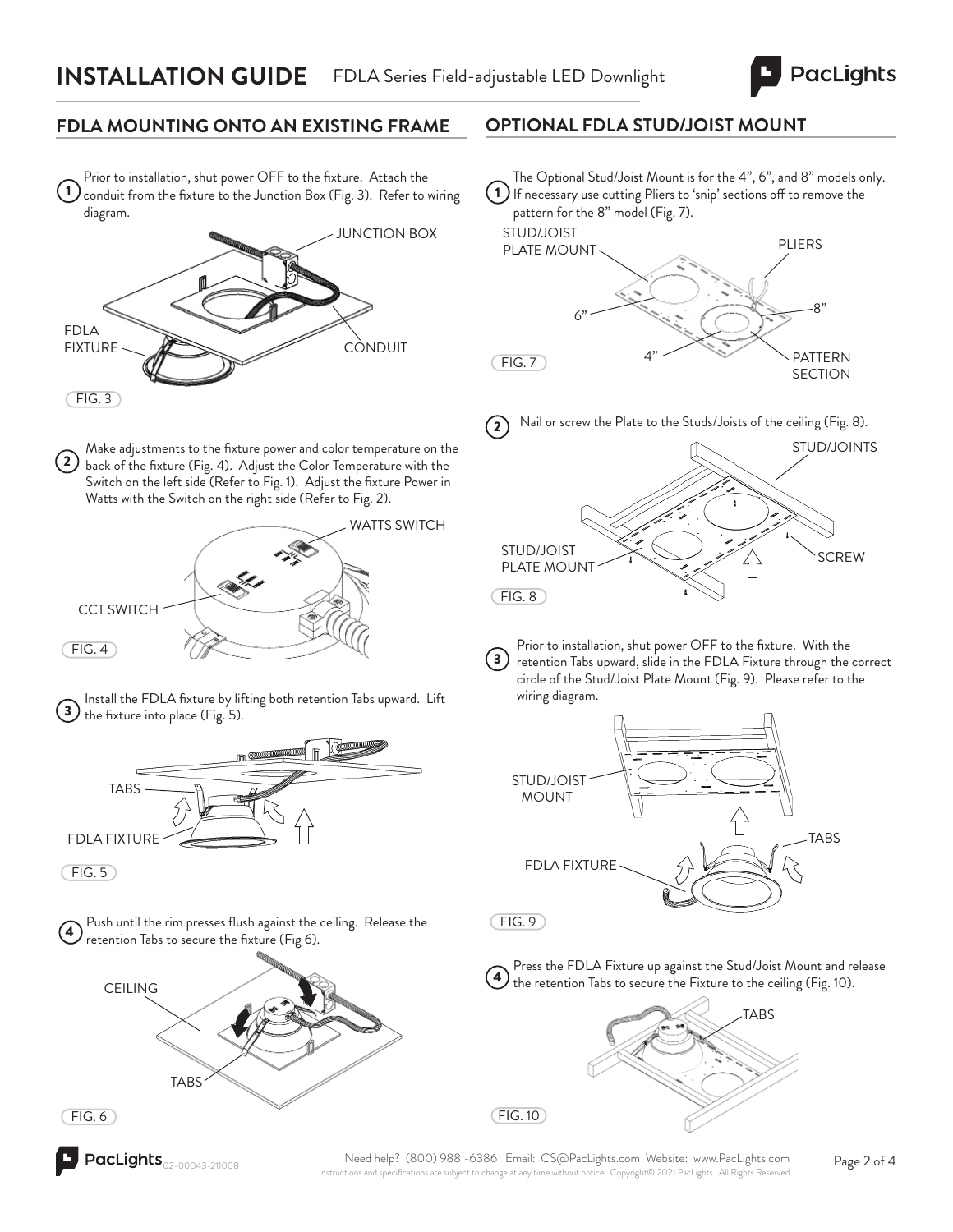# INSTALLATION GUIDE

FDLA Series Field-adjustable LED Downlight

## FDLA MOUNTING ONTO AN EXISTING FRAME

1. Prior to installation, shut power OFF to the fixture. Attach the conduit from the fixture to the Junction Box (Fig. 3). Refer to wiring diagram.

JUNCTION BOX

FDLA FIXTURE

CONDUIT

FIG. 3

2. Make adjustments to the fixture power and color temperature on the back of the fixture (Fig. 4). Adjust the Color Temperature with the Switch on the left side (Refer to Fig. 1). Adjust the fixture Power in Watts with the Switch on the right side (Refer to Fig. 2).

WATTS SWITCH

CCT SWITCH

FIG. 4

3. Install the FDLA fixture by lifting both retention Tabs upward. Lift the fixture into place (Fig. 5).

TABS

FDLA FIXTURE

FIG. 5

4. Push until the rim presses flush against the ceiling. Release the retention Tabs to secure the fixture (Fig 6).

CEILING

TABS

FIG. 6

## OPTIONAL FDLA STUD/JOIST MOUNT

1. The Optional Stud/Joist Mount is for the 4", 6", and 8" models only. If necessary use cutting Pliers to 'snip' sections off to remove the pattern for the 8" model (Fig. 7).

STUD/JOIST PLATE MOUNT

PLIERS

6"

8"

4"

PATTERN SECTION

FIG. 7

2. Nail or screw the Plate to the Studs/Joists of the ceiling (Fig. 8).

STUD/JOINTS

STUD/JOIST PLATE MOUNT

SCREW

FIG. 8

3. Prior to installation, shut power OFF to the fixture. With the retention Tabs upward, slide in the FDLA Fixture through the correct circle of the Stud/Joist Plate Mount (Fig. 9). Please refer to the wiring diagram.

STUD/JOIST MOUNT

TABS

FDLA FIXTURE

FIG. 9

4. Press the FDLA Fixture up against the Stud/Joist Mount and release the retention Tabs to secure the Fixture to the ceiling (Fig. 10).

TABS

FIG. 10

Need help? (800) 988 -6386 Email: CS@PacLights.com Website: www.PacLights.com

Instructions and specifications are subject to change at any time without notice. Copyright© 2021 PacLights All Rights Reserved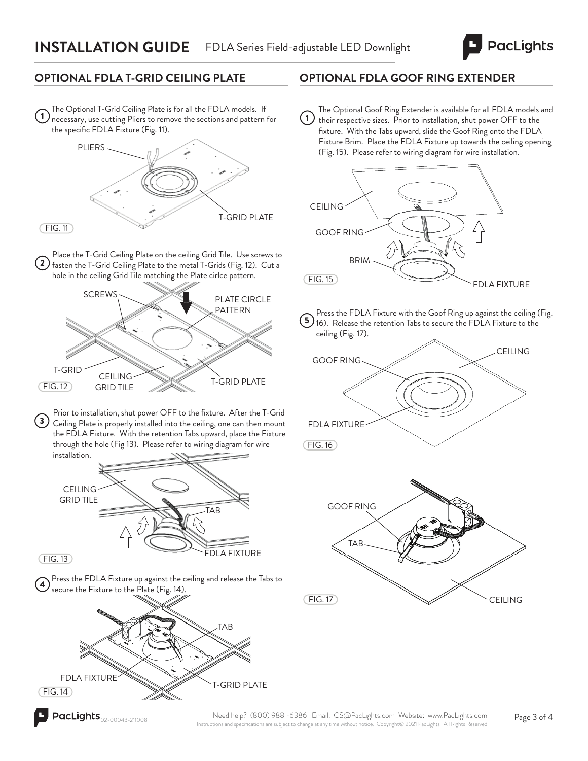# INSTALLATION GUIDE

FDLA Series Field-adjustable LED Downlight

## OPTIONAL FDLA T-GRID CEILING PLATE

1. The Optional T-Grid Ceiling Plate is for all the FDLA models. If necessary, use cutting Pliers to remove the sections and pattern for the specific FDLA Fixture (Fig. 11).

PLIERS
T-GRID PLATE

FIG. 11

2. Place the T-Grid Ceiling Plate on the ceiling Grid Tile. Use screws to fasten the T-Grid Ceiling Plate to the metal T-Grids (Fig. 12). Cut a hole in the ceiling Grid Tile matching the Plate cirlce pattern.

SCREWS
PLATE CIRCLE PATTERN
T-GRID
CEILING GRID TILE
T-GRID PLATE

FIG. 12

3. Prior to installation, shut power OFF to the fixture. After the T-Grid Ceiling Plate is properly installed into the ceiling, one can then mount the FDLA Fixture. With the retention Tabs upward, place the Fixture through the hole (Fig 13). Please refer to wiring diagram for wire installation.

CEILING GRID TILE
TAB
FDLA FIXTURE

FIG. 13

4. Press the FDLA Fixture up against the ceiling and release the Tabs to secure the Fixture to the Plate (Fig. 14).

TAB
FDLA FIXTURE
T-GRID PLATE

FIG. 14

## OPTIONAL FDLA GOOF RING EXTENDER

1. The Optional Goof Ring Extender is available for all FDLA models and their respective sizes. Prior to installation, shut power OFF to the fixture. With the Tabs upward, slide the Goof Ring onto the FDLA Fixture Brim. Place the FDLA Fixture up towards the ceiling opening (Fig. 15). Please refer to wiring diagram for wire installation.

CEILING
GOOF RING
BRIM
FDLA FIXTURE

FIG. 15

5. Press the FDLA Fixture with the Goof Ring up against the ceiling (Fig. 16). Release the retention Tabs to secure the FDLA Fixture to the ceiling (Fig. 17).

GOOF RING
CEILING
FDLA FIXTURE

FIG. 16

GOOF RING
TAB
CEILING

FIG. 17

Need help? (800) 988 -6386 Email: CS@PacLights.com Website: www.PacLights.com
Instructions and specifications are subject to change at any time without notice. Copyright© 2021 PacLights All Rights Reserved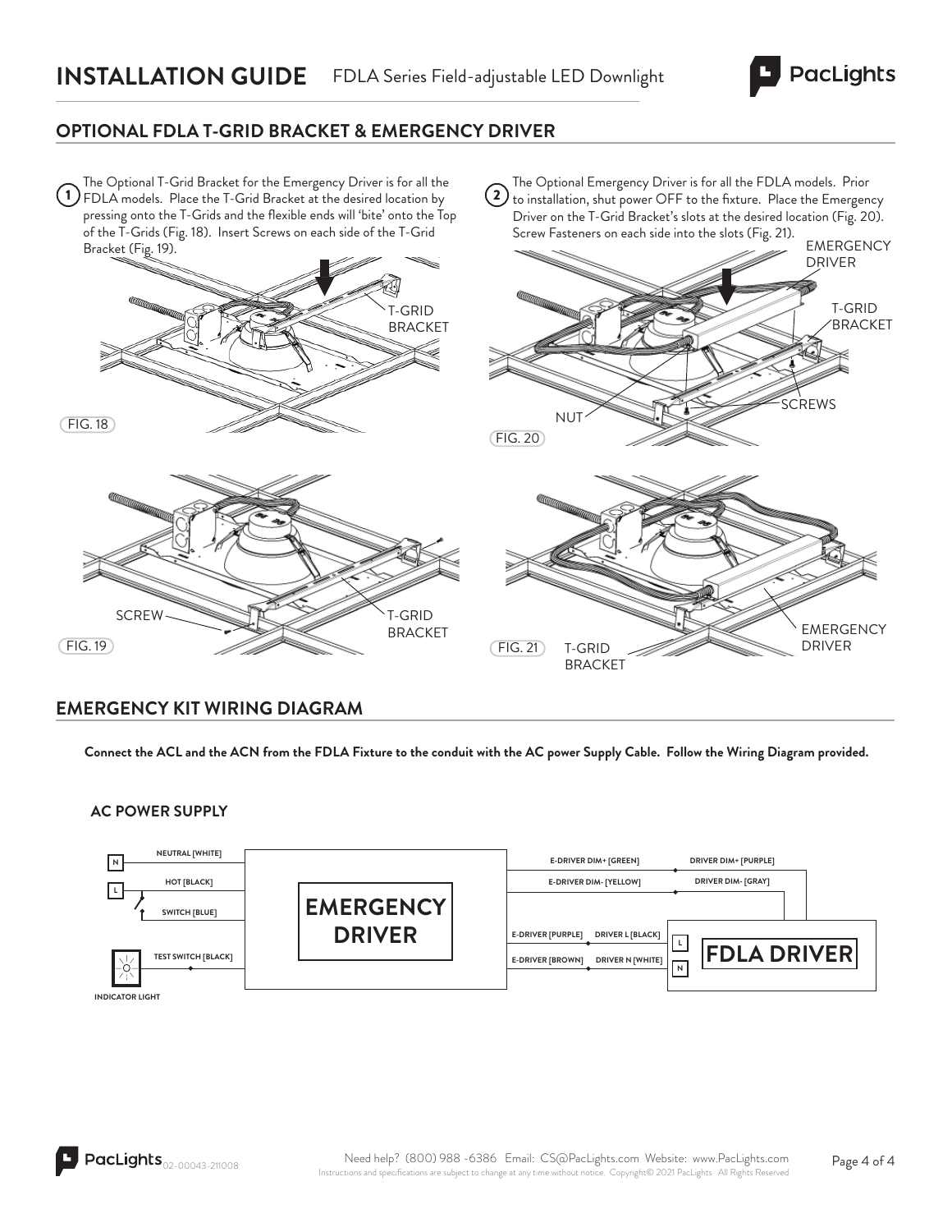## OPTIONAL FDLA T-GRID BRACKET & EMERGENCY DRIVER

1. The Optional T-Grid Bracket for the Emergency Driver is for all the FDLA models. Place the T-Grid Bracket at the desired location by pressing onto the T-Grids and the flexible ends will 'bite' onto the Top of the T-Grids (Fig. 18). Insert Screws on each side of the T-Grid Bracket (Fig. 19).

T-GRID BRACKET

FIG. 18

SCREW

T-GRID BRACKET

FIG. 19

2. The Optional Emergency Driver is for all the FDLA models. Prior to installation, shut power OFF to the fixture. Place the Emergency Driver on the T-Grid Bracket's slots at the desired location (Fig. 20). Screw Fasteners on each side into the slots (Fig. 21).

EMERGENCY DRIVER

T-GRID BRACKET

SCREWS

NUT

FIG. 20

EMERGENCY DRIVER

T-GRID BRACKET

FIG. 21

## EMERGENCY KIT WIRING DIAGRAM

**Connect the ACL and the ACN from the FDLA Fixture to the conduit with the AC power Supply Cable. Follow the Wiring Diagram provided.**

### AC POWER SUPPLY

N

NEUTRAL [WHITE]

L

HOT [BLACK]

SWITCH [BLUE]

TEST SWITCH [BLACK]

INDICATOR LIGHT

EMERGENCY DRIVER

E-DRIVER DIM+ [GREEN]

DRIVER DIM+ [PURPLE]

E-DRIVER DIM- [YELLOW]

DRIVER DIM- [GRAY]

E-DRIVER [PURPLE]

DRIVER L [BLACK]

E-DRIVER [BROWN]

DRIVER N [WHITE]

L

N

FDLA DRIVER

02-00043-211008